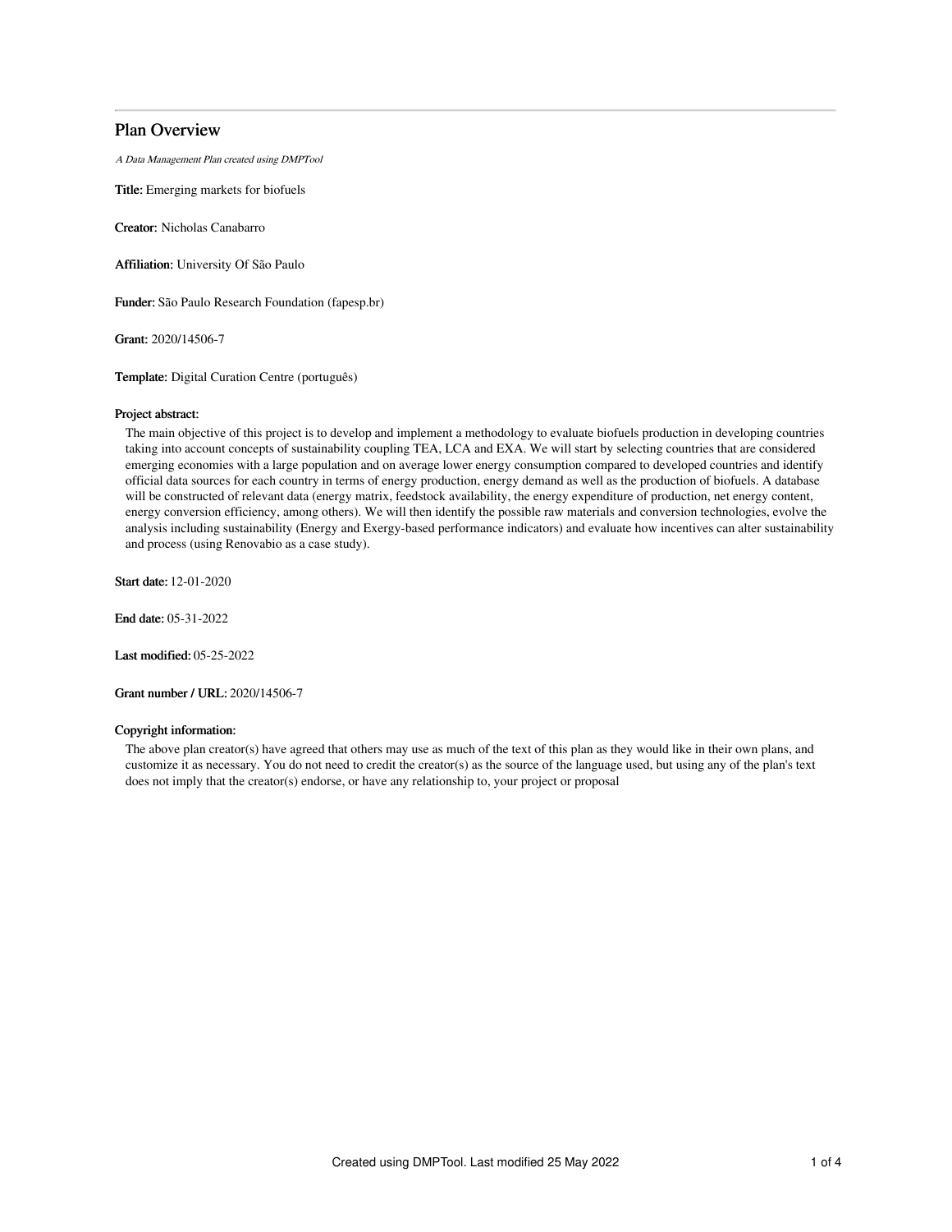# Plan Overview

*A Data Management Plan created using DMPTool*

**Title:** Emerging markets for biofuels

**Creator:** Nicholas Canabarro

**Affiliation:** University Of São Paulo

**Funder:** São Paulo Research Foundation (fapesp.br)

**Grant:** 2020/14506-7

**Template:** Digital Curation Centre (português)

**Project abstract:**

The main objective of this project is to develop and implement a methodology to evaluate biofuels production in developing countries taking into account concepts of sustainability coupling TEA, LCA and EXA. We will start by selecting countries that are considered emerging economies with a large population and on average lower energy consumption compared to developed countries and identify official data sources for each country in terms of energy production, energy demand as well as the production of biofuels. A database will be constructed of relevant data (energy matrix, feedstock availability, the energy expenditure of production, net energy content, energy conversion efficiency, among others). We will then identify the possible raw materials and conversion technologies, evolve the analysis including sustainability (Energy and Exergy-based performance indicators) and evaluate how incentives can alter sustainability and process (using Renovabio as a case study).

**Start date:** 12-01-2020

**End date:** 05-31-2022

**Last modified:** 05-25-2022

**Grant number / URL:** 2020/14506-7

**Copyright information:**

The above plan creator(s) have agreed that others may use as much of the text of this plan as they would like in their own plans, and customize it as necessary. You do not need to credit the creator(s) as the source of the language used, but using any of the plan's text does not imply that the creator(s) endorse, or have any relationship to, your project or proposal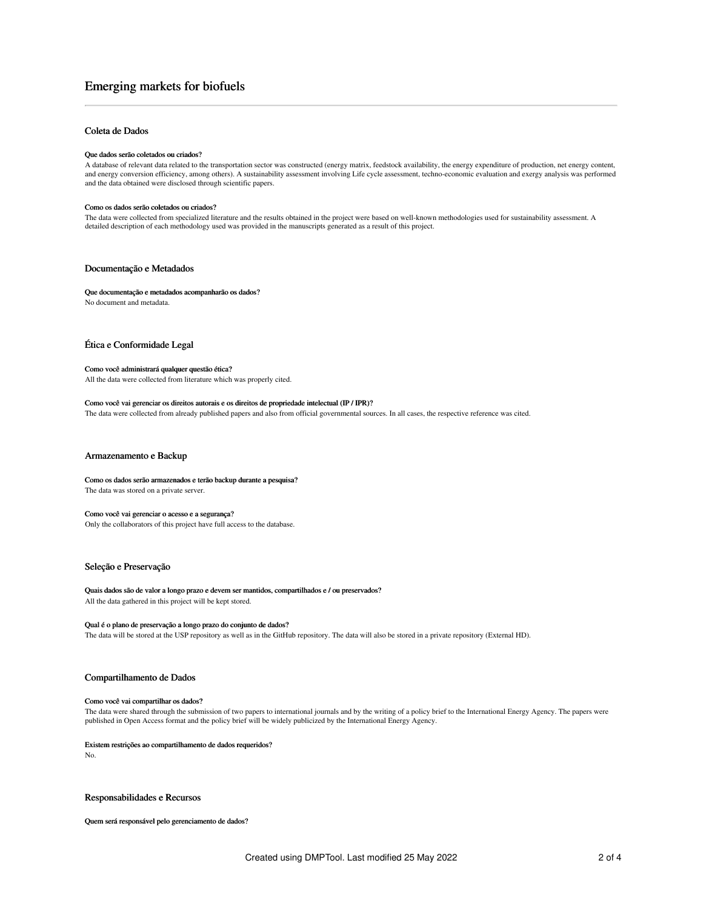# Emerging markets for biofuels

## Coleta de Dados

### Que dados serão coletados ou criados?

A database of relevant data related to the transportation sector was constructed (energy matrix, feedstock availability, the energy expenditure of production, net energy content, and energy conversion efficiency, among others). A sustainability assessment involving Life cycle assessment, techno-economic evaluation and exergy analysis was performed and the data obtained were disclosed through scientific papers.

### Como os dados serão coletados ou criados?

The data were collected from specialized literature and the results obtained in the project were based on well-known methodologies used for sustainability assessment. A detailed description of each methodology used was provided in the manuscripts generated as a result of this project.

## Documentação e Metadados

### Que documentação e metadados acompanharão os dados?

No document and metadata.

## Ética e Conformidade Legal

### Como você administrará qualquer questão ética?

All the data were collected from literature which was properly cited.

### Como você vai gerenciar os direitos autorais e os direitos de propriedade intelectual (IP / IPR)?

The data were collected from already published papers and also from official governmental sources. In all cases, the respective reference was cited.

## Armazenamento e Backup

### Como os dados serão armazenados e terão backup durante a pesquisa?

The data was stored on a private server.

### Como você vai gerenciar o acesso e a segurança?

Only the collaborators of this project have full access to the database.

## Seleção e Preservação

### Quais dados são de valor a longo prazo e devem ser mantidos, compartilhados e / ou preservados?

All the data gathered in this project will be kept stored.

### Qual é o plano de preservação a longo prazo do conjunto de dados?

The data will be stored at the USP repository as well as in the GitHub repository. The data will also be stored in a private repository (External HD).

## Compartilhamento de Dados

### Como você vai compartilhar os dados?

The data were shared through the submission of two papers to international journals and by the writing of a policy brief to the International Energy Agency. The papers were published in Open Access format and the policy brief will be widely publicized by the International Energy Agency.

### Existem restrições ao compartilhamento de dados requeridos?

No.

## Responsabilidades e Recursos

### Quem será responsável pelo gerenciamento de dados?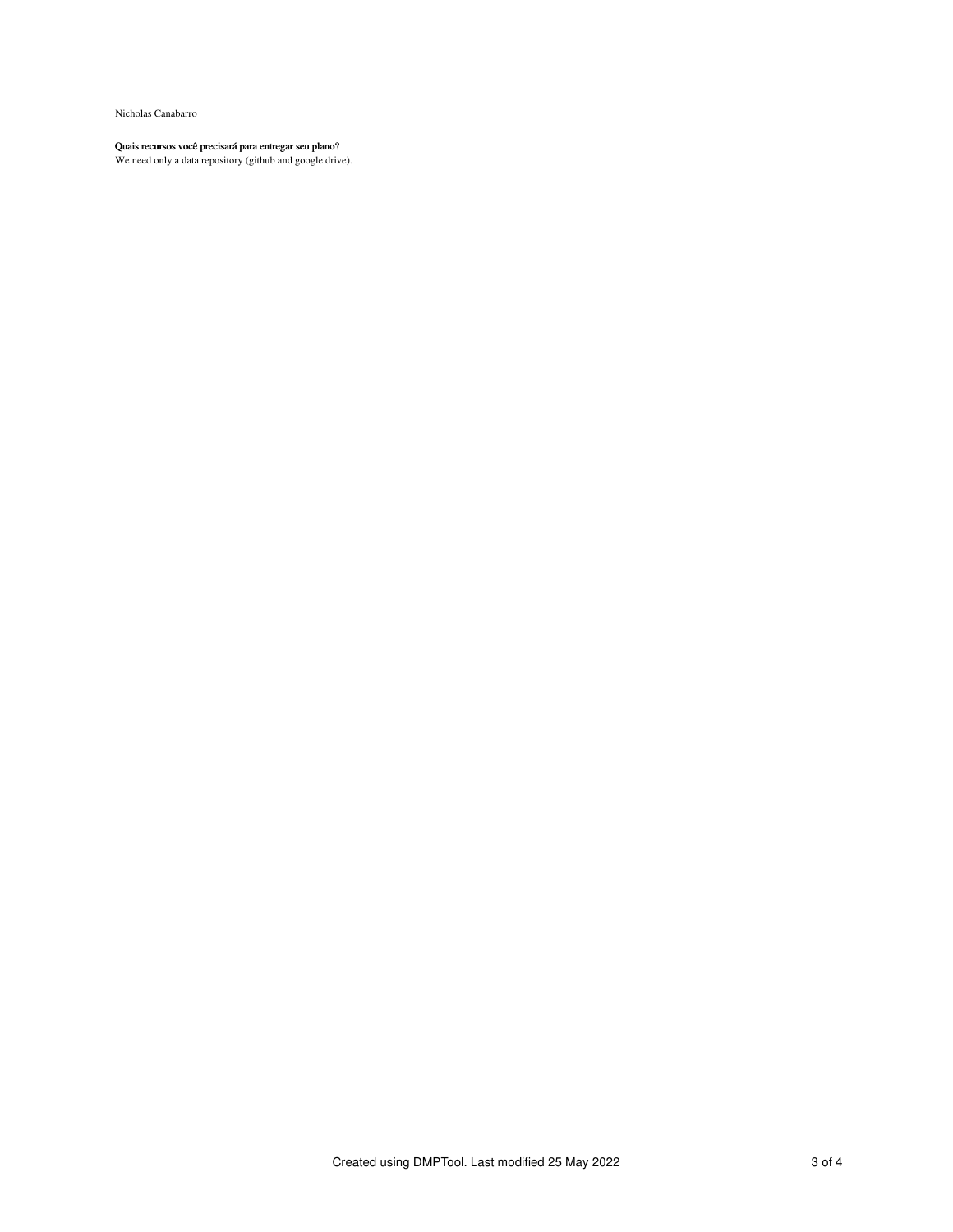Nicholas Canabarro

**Quais recursos você precisará para entregar seu plano?**

We need only a data repository (github and google drive).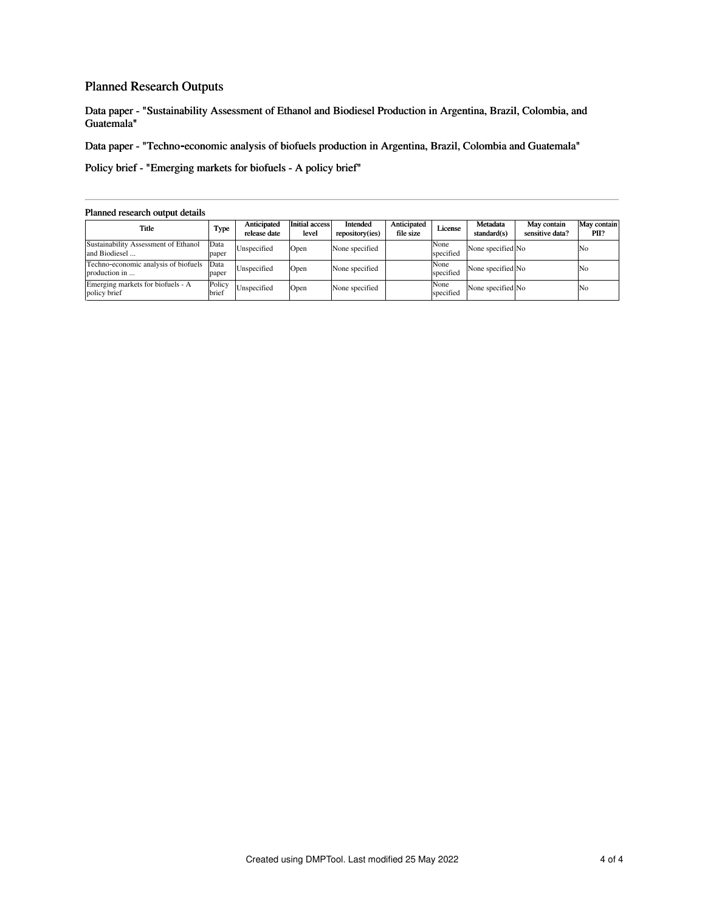## Planned Research Outputs

### Data paper - "Sustainability Assessment of Ethanol and Biodiesel Production in Argentina, Brazil, Colombia, and Guatemala"

### Data paper - "Techno-economic analysis of biofuels production in Argentina, Brazil, Colombia and Guatemala"

### Policy brief - "Emerging markets for biofuels - A policy brief"

---

#### Planned research output details

| Title | Type | Anticipated release date | Initial access level | Intended repository(ies) | Anticipated file size | License | Metadata standard(s) | May contain sensitive data? | May contain PII? |
|---|---|---|---|---|---|---|---|---|---|
| Sustainability Assessment of Ethanol and Biodiesel ... | Data paper | Unspecified | Open | None specified | | None specified | None specified | No | No |
| Techno-economic analysis of biofuels production in ... | Data paper | Unspecified | Open | None specified | | None specified | None specified | No | No |
| Emerging markets for biofuels - A policy brief | Policy brief | Unspecified | Open | None specified | | None specified | None specified | No | No |